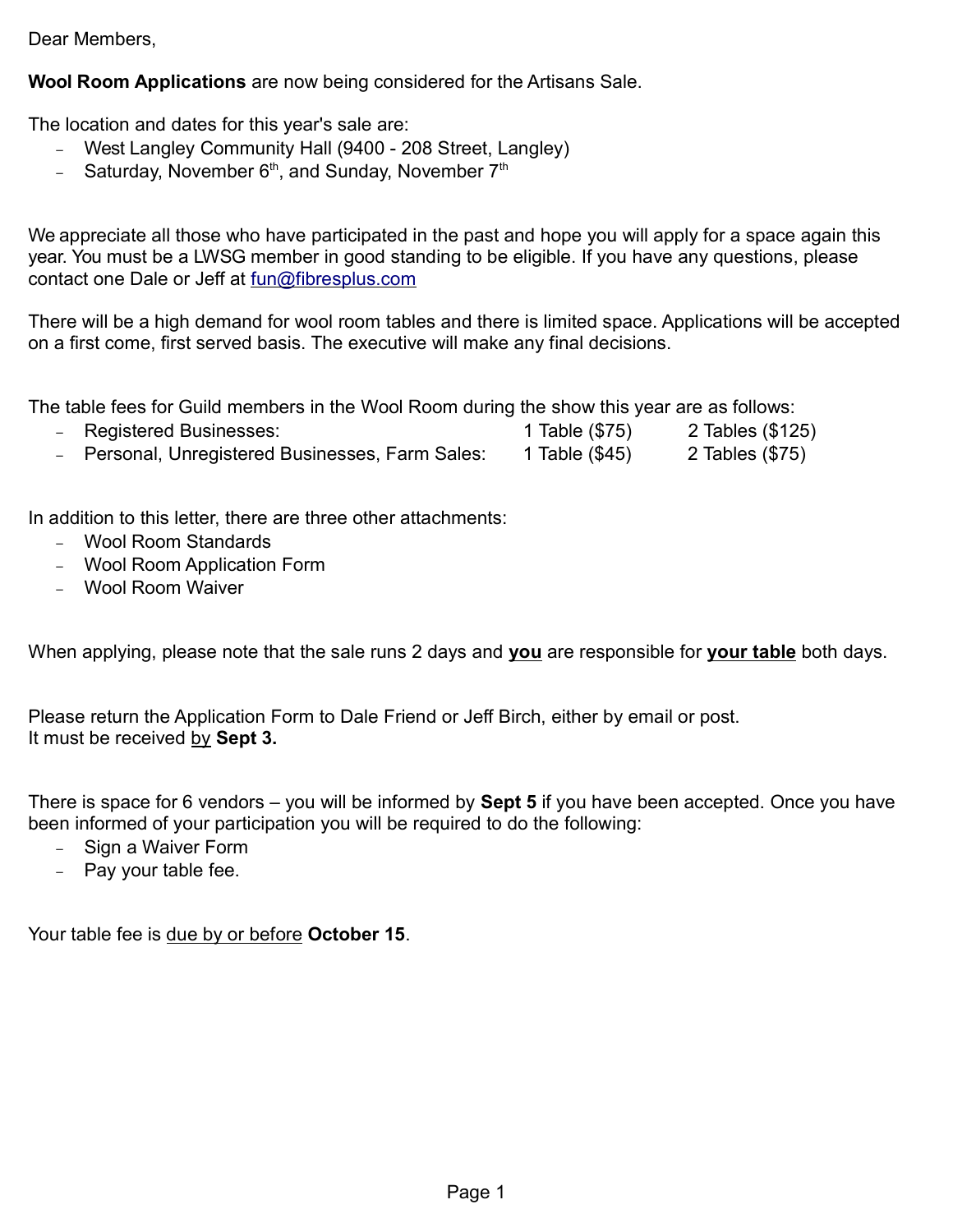Dear Members,

**Wool Room Applications** are now being considered for the Artisans Sale.

The location and dates for this year's sale are:

- West Langley Community Hall (9400 - 208 Street, Langley)
- Saturday, November 6th, and Sunday, November 7th

We appreciate all those who have participated in the past and hope you will apply for a space again this year. You must be a LWSG member in good standing to be eligible. If you have any questions, please contact one Dale or Jeff at fun@fibresplus.com

There will be a high demand for wool room tables and there is limited space. Applications will be accepted on a first come, first served basis. The executive will make any final decisions.

The table fees for Guild members in the Wool Room during the show this year are as follows:

- Registered Businesses: 1 Table ($75) 2 Tables ($125)
- Personal, Unregistered Businesses, Farm Sales: 1 Table ($45) 2 Tables ($75)

In addition to this letter, there are three other attachments:

- Wool Room Standards
- Wool Room Application Form
- Wool Room Waiver

When applying, please note that the sale runs 2 days and **you** are responsible for **your table** both days.

Please return the Application Form to Dale Friend or Jeff Birch, either by email or post.
It must be received by **Sept 3.**

There is space for 6 vendors – you will be informed by **Sept 5** if you have been accepted. Once you have been informed of your participation you will be required to do the following:

- Sign a Waiver Form
- Pay your table fee.

Your table fee is due by or before **October 15**.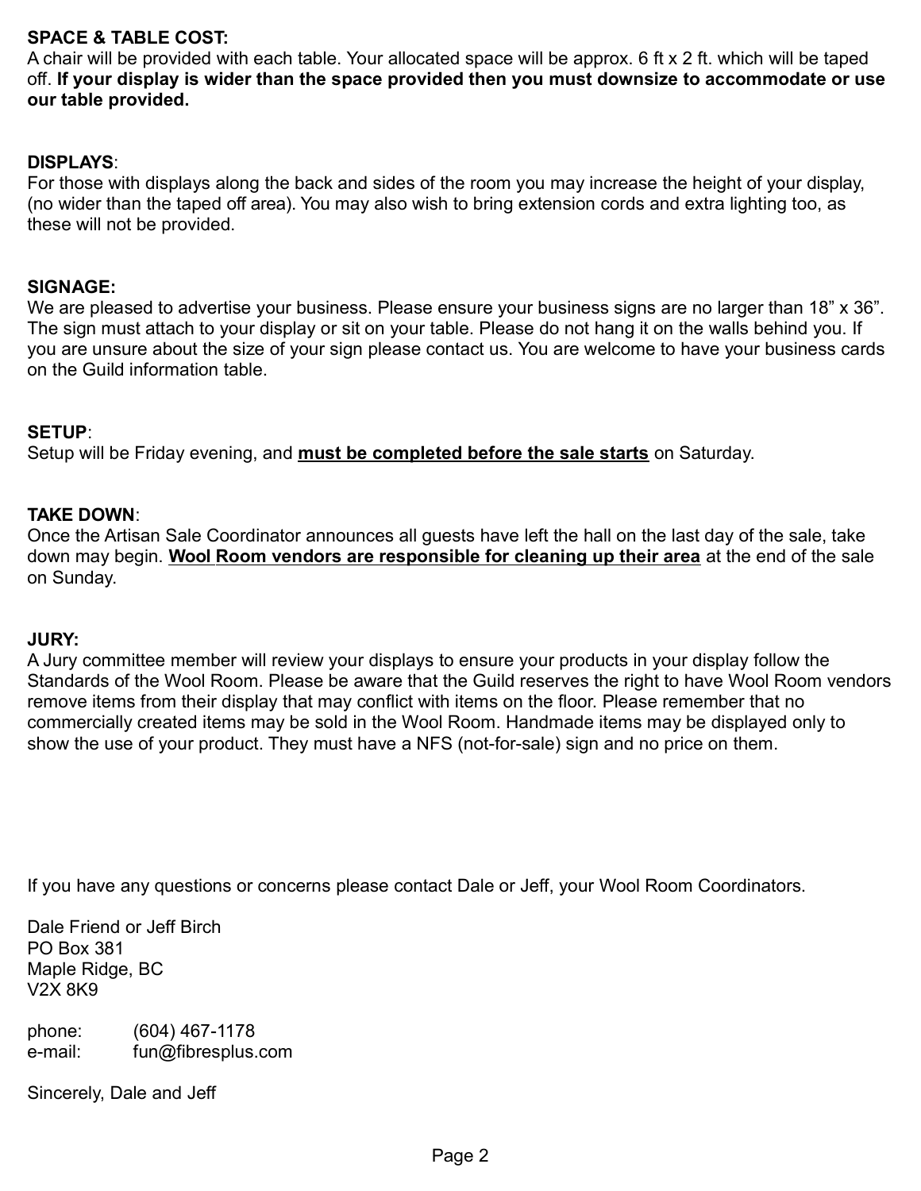**SPACE & TABLE COST:**
A chair will be provided with each table. Your allocated space will be approx. 6 ft x 2 ft. which will be taped off. **If your display is wider than the space provided then you must downsize to accommodate or use our table provided.**

**DISPLAYS**:
For those with displays along the back and sides of the room you may increase the height of your display, (no wider than the taped off area). You may also wish to bring extension cords and extra lighting too, as these will not be provided.

**SIGNAGE:**
We are pleased to advertise your business. Please ensure your business signs are no larger than 18” x 36”. The sign must attach to your display or sit on your table. Please do not hang it on the walls behind you. If you are unsure about the size of your sign please contact us. You are welcome to have your business cards on the Guild information table.

**SETUP**:
Setup will be Friday evening, and **<u>must be completed before the sale starts</u>** on Saturday.

**TAKE DOWN**:
Once the Artisan Sale Coordinator announces all guests have left the hall on the last day of the sale, take down may begin. **<u>Wool Room vendors are responsible for cleaning up their area</u>** at the end of the sale on Sunday.

**JURY:**
A Jury committee member will review your displays to ensure your products in your display follow the Standards of the Wool Room. Please be aware that the Guild reserves the right to have Wool Room vendors remove items from their display that may conflict with items on the floor. Please remember that no commercially created items may be sold in the Wool Room. Handmade items may be displayed only to show the use of your product. They must have a NFS (not-for-sale) sign and no price on them.

If you have any questions or concerns please contact Dale or Jeff, your Wool Room Coordinators.

Dale Friend or Jeff Birch
PO Box 381
Maple Ridge, BC
V2X 8K9

phone: (604) 467-1178
e-mail: fun@fibresplus.com

Sincerely, Dale and Jeff